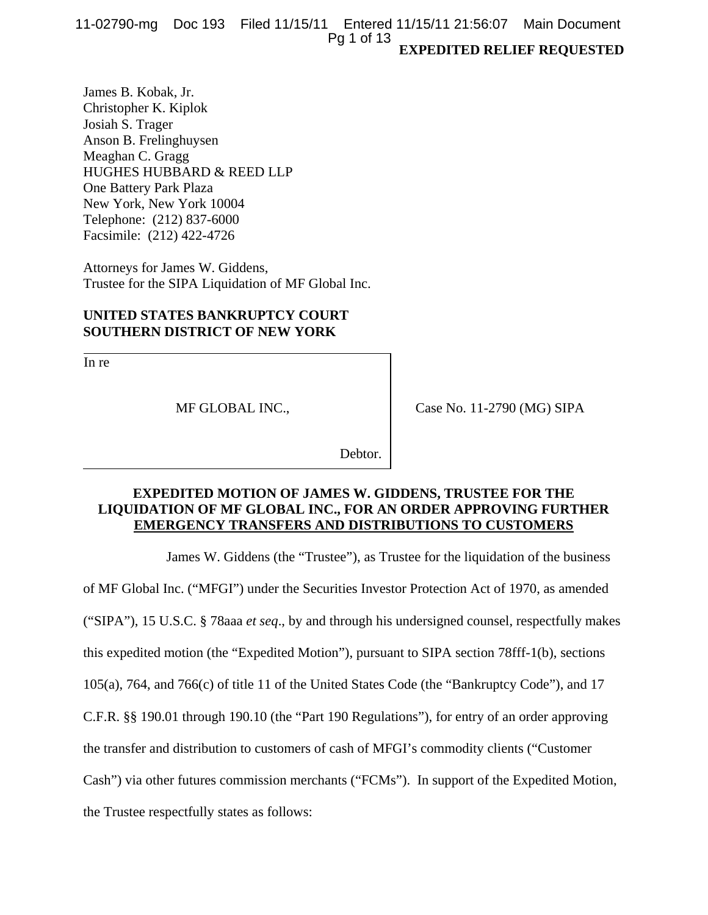**EXPEDITED RELIEF REQUESTED**

James B. Kobak, Jr.
Christopher K. Kiplok
Josiah S. Trager
Anson B. Frelinghuysen
Meaghan C. Gragg
HUGHES HUBBARD & REED LLP
One Battery Park Plaza
New York, New York 10004
Telephone: (212) 837-6000
Facsimile: (212) 422-4726

Attorneys for James W. Giddens,
Trustee for the SIPA Liquidation of MF Global Inc.

**UNITED STATES BANKRUPTCY COURT**
**SOUTHERN DISTRICT OF NEW YORK**

| | |
|---|---|
| In re<br><br>MF GLOBAL INC.,<br><br>Debtor. | Case No. 11-2790 (MG) SIPA |

**EXPEDITED MOTION OF JAMES W. GIDDENS, TRUSTEE FOR THE LIQUIDATION OF MF GLOBAL INC., FOR AN ORDER APPROVING FURTHER EMERGENCY TRANSFERS AND DISTRIBUTIONS TO CUSTOMERS**

James W. Giddens (the "Trustee"), as Trustee for the liquidation of the business of MF Global Inc. ("MFGI") under the Securities Investor Protection Act of 1970, as amended ("SIPA"), 15 U.S.C. § 78aaa *et seq*., by and through his undersigned counsel, respectfully makes this expedited motion (the "Expedited Motion"), pursuant to SIPA section 78fff-1(b), sections 105(a), 764, and 766(c) of title 11 of the United States Code (the "Bankruptcy Code"), and 17 C.F.R. §§ 190.01 through 190.10 (the "Part 190 Regulations"), for entry of an order approving the transfer and distribution to customers of cash of MFGI's commodity clients ("Customer Cash") via other futures commission merchants ("FCMs"). In support of the Expedited Motion, the Trustee respectfully states as follows: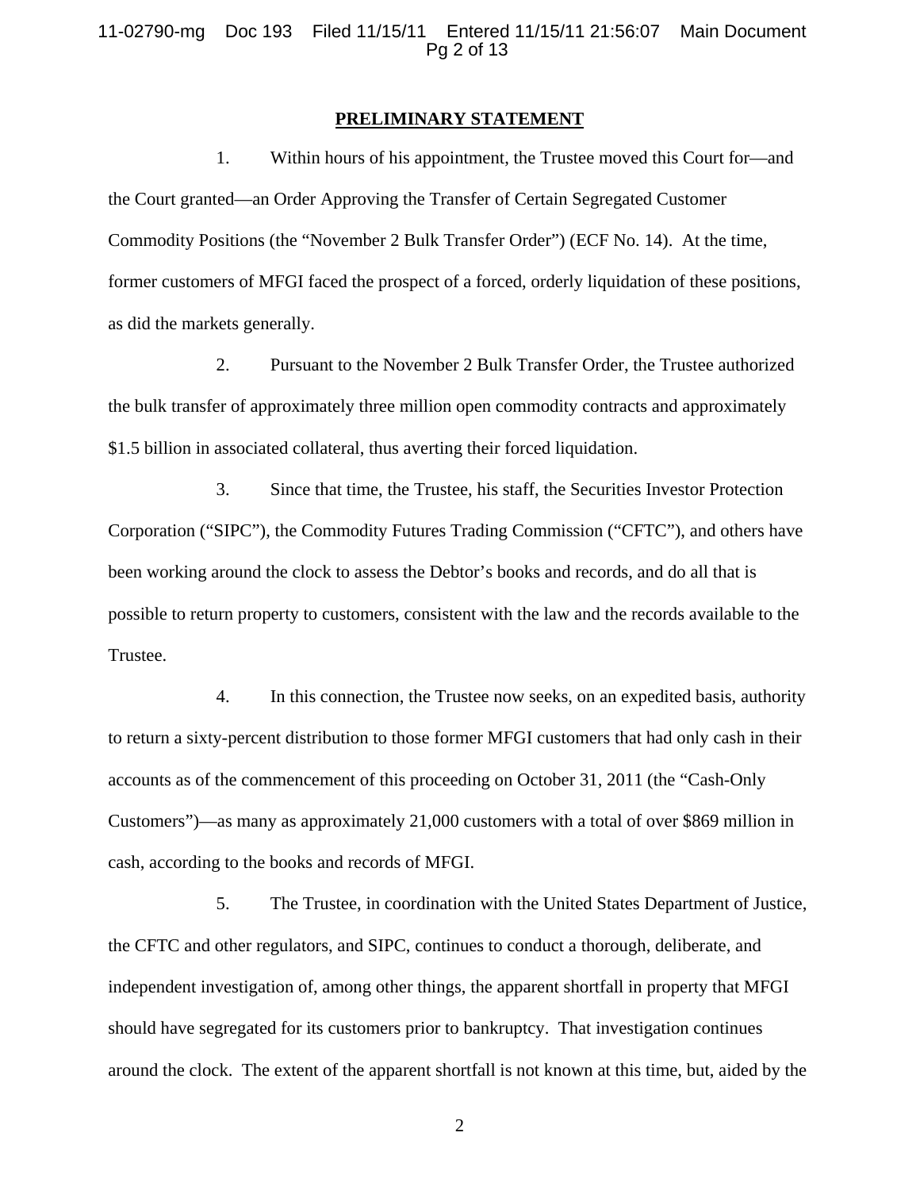## PRELIMINARY STATEMENT

1. Within hours of his appointment, the Trustee moved this Court for—and the Court granted—an Order Approving the Transfer of Certain Segregated Customer Commodity Positions (the "November 2 Bulk Transfer Order") (ECF No. 14). At the time, former customers of MFGI faced the prospect of a forced, orderly liquidation of these positions, as did the markets generally.

2. Pursuant to the November 2 Bulk Transfer Order, the Trustee authorized the bulk transfer of approximately three million open commodity contracts and approximately $1.5 billion in associated collateral, thus averting their forced liquidation.

3. Since that time, the Trustee, his staff, the Securities Investor Protection Corporation ("SIPC"), the Commodity Futures Trading Commission ("CFTC"), and others have been working around the clock to assess the Debtor's books and records, and do all that is possible to return property to customers, consistent with the law and the records available to the Trustee.

4. In this connection, the Trustee now seeks, on an expedited basis, authority to return a sixty-percent distribution to those former MFGI customers that had only cash in their accounts as of the commencement of this proceeding on October 31, 2011 (the "Cash-Only Customers")—as many as approximately 21,000 customers with a total of over $869 million in cash, according to the books and records of MFGI.

5. The Trustee, in coordination with the United States Department of Justice, the CFTC and other regulators, and SIPC, continues to conduct a thorough, deliberate, and independent investigation of, among other things, the apparent shortfall in property that MFGI should have segregated for its customers prior to bankruptcy. That investigation continues around the clock. The extent of the apparent shortfall is not known at this time, but, aided by the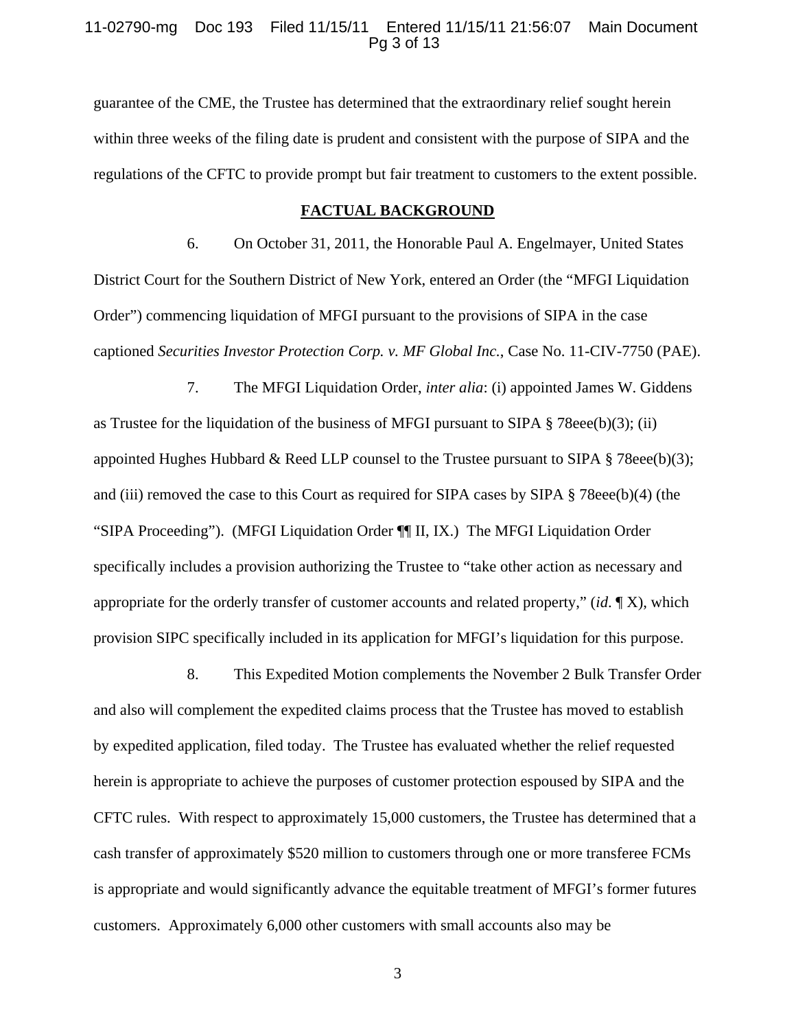guarantee of the CME, the Trustee has determined that the extraordinary relief sought herein within three weeks of the filing date is prudent and consistent with the purpose of SIPA and the regulations of the CFTC to provide prompt but fair treatment to customers to the extent possible.

## FACTUAL BACKGROUND

6. On October 31, 2011, the Honorable Paul A. Engelmayer, United States District Court for the Southern District of New York, entered an Order (the "MFGI Liquidation Order") commencing liquidation of MFGI pursuant to the provisions of SIPA in the case captioned *Securities Investor Protection Corp. v. MF Global Inc.*, Case No. 11-CIV-7750 (PAE).

7. The MFGI Liquidation Order, *inter alia*: (i) appointed James W. Giddens as Trustee for the liquidation of the business of MFGI pursuant to SIPA § 78eee(b)(3); (ii) appointed Hughes Hubbard & Reed LLP counsel to the Trustee pursuant to SIPA § 78eee(b)(3); and (iii) removed the case to this Court as required for SIPA cases by SIPA § 78eee(b)(4) (the "SIPA Proceeding"). (MFGI Liquidation Order ¶¶ II, IX.) The MFGI Liquidation Order specifically includes a provision authorizing the Trustee to "take other action as necessary and appropriate for the orderly transfer of customer accounts and related property," (*id*. ¶ X), which provision SIPC specifically included in its application for MFGI's liquidation for this purpose.

8. This Expedited Motion complements the November 2 Bulk Transfer Order and also will complement the expedited claims process that the Trustee has moved to establish by expedited application, filed today. The Trustee has evaluated whether the relief requested herein is appropriate to achieve the purposes of customer protection espoused by SIPA and the CFTC rules. With respect to approximately 15,000 customers, the Trustee has determined that a cash transfer of approximately $520 million to customers through one or more transferee FCMs is appropriate and would significantly advance the equitable treatment of MFGI's former futures customers. Approximately 6,000 other customers with small accounts also may be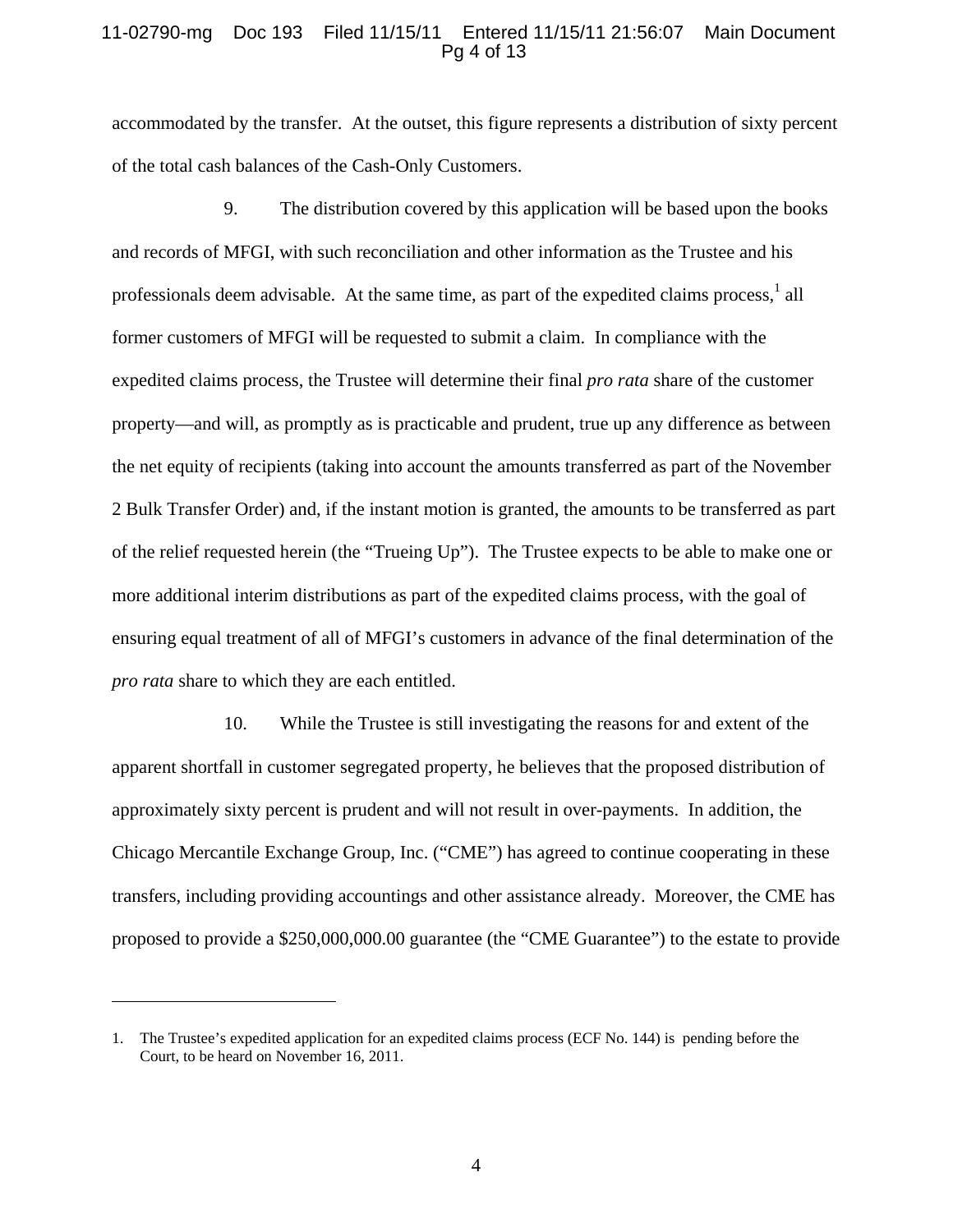accommodated by the transfer. At the outset, this figure represents a distribution of sixty percent of the total cash balances of the Cash-Only Customers.

9. The distribution covered by this application will be based upon the books and records of MFGI, with such reconciliation and other information as the Trustee and his professionals deem advisable. At the same time, as part of the expedited claims process,[1] all former customers of MFGI will be requested to submit a claim. In compliance with the expedited claims process, the Trustee will determine their final *pro rata* share of the customer property—and will, as promptly as is practicable and prudent, true up any difference as between the net equity of recipients (taking into account the amounts transferred as part of the November 2 Bulk Transfer Order) and, if the instant motion is granted, the amounts to be transferred as part of the relief requested herein (the "Trueing Up"). The Trustee expects to be able to make one or more additional interim distributions as part of the expedited claims process, with the goal of ensuring equal treatment of all of MFGI's customers in advance of the final determination of the *pro rata* share to which they are each entitled.

10. While the Trustee is still investigating the reasons for and extent of the apparent shortfall in customer segregated property, he believes that the proposed distribution of approximately sixty percent is prudent and will not result in over-payments. In addition, the Chicago Mercantile Exchange Group, Inc. ("CME") has agreed to continue cooperating in these transfers, including providing accountings and other assistance already. Moreover, the CME has proposed to provide a $250,000,000.00 guarantee (the "CME Guarantee") to the estate to provide

---

1. The Trustee's expedited application for an expedited claims process (ECF No. 144) is pending before the Court, to be heard on November 16, 2011.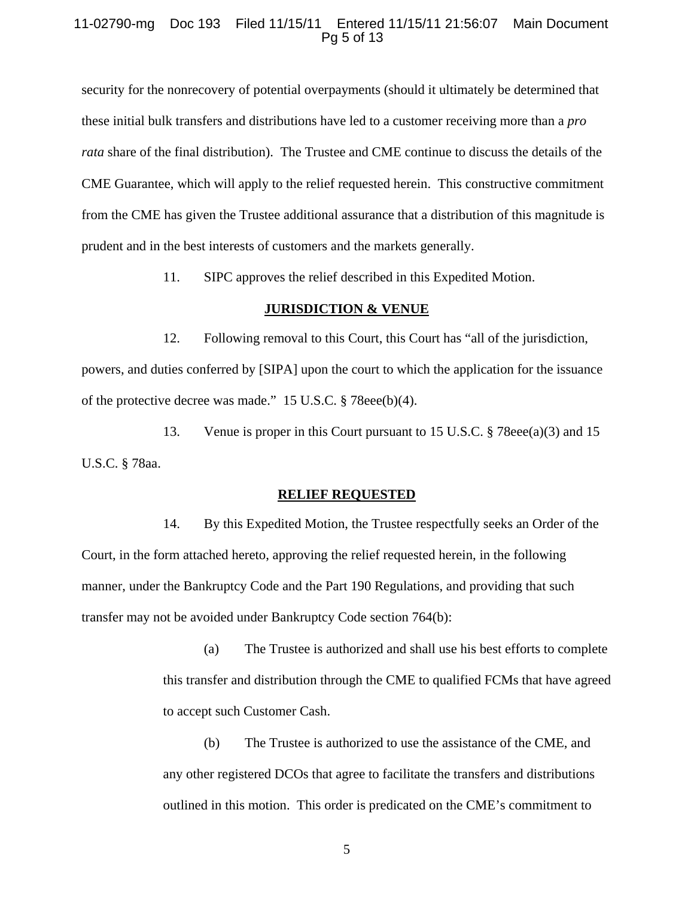security for the nonrecovery of potential overpayments (should it ultimately be determined that these initial bulk transfers and distributions have led to a customer receiving more than a *pro rata* share of the final distribution). The Trustee and CME continue to discuss the details of the CME Guarantee, which will apply to the relief requested herein. This constructive commitment from the CME has given the Trustee additional assurance that a distribution of this magnitude is prudent and in the best interests of customers and the markets generally.

11. SIPC approves the relief described in this Expedited Motion.

## JURISDICTION & VENUE

12. Following removal to this Court, this Court has "all of the jurisdiction, powers, and duties conferred by [SIPA] upon the court to which the application for the issuance of the protective decree was made." 15 U.S.C. § 78eee(b)(4).

13. Venue is proper in this Court pursuant to 15 U.S.C. § 78eee(a)(3) and 15 U.S.C. § 78aa.

## RELIEF REQUESTED

14. By this Expedited Motion, the Trustee respectfully seeks an Order of the Court, in the form attached hereto, approving the relief requested herein, in the following manner, under the Bankruptcy Code and the Part 190 Regulations, and providing that such transfer may not be avoided under Bankruptcy Code section 764(b):

> (a) The Trustee is authorized and shall use his best efforts to complete this transfer and distribution through the CME to qualified FCMs that have agreed to accept such Customer Cash.
>
> (b) The Trustee is authorized to use the assistance of the CME, and any other registered DCOs that agree to facilitate the transfers and distributions outlined in this motion. This order is predicated on the CME's commitment to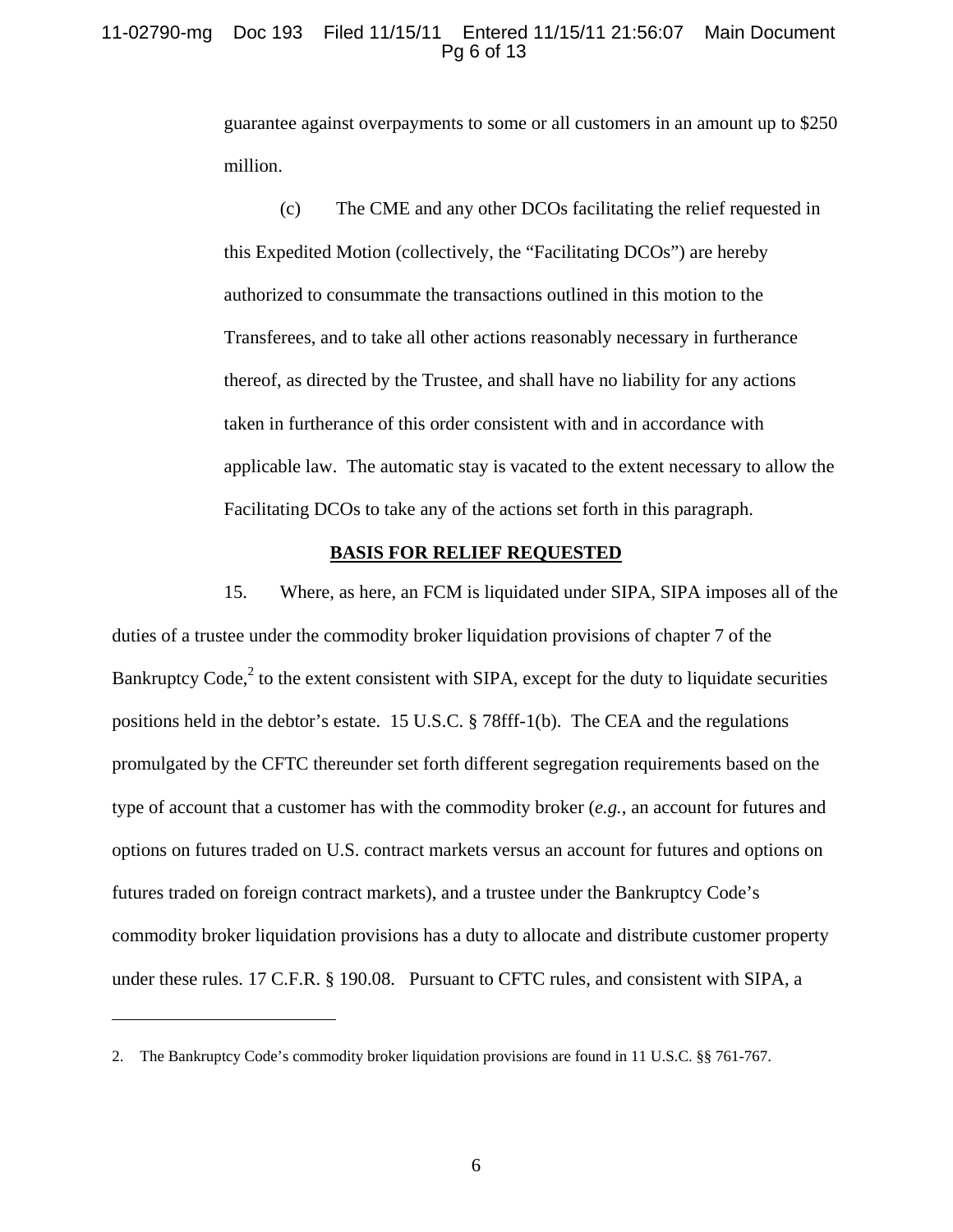guarantee against overpayments to some or all customers in an amount up to $250 million.

(c) The CME and any other DCOs facilitating the relief requested in this Expedited Motion (collectively, the "Facilitating DCOs") are hereby authorized to consummate the transactions outlined in this motion to the Transferees, and to take all other actions reasonably necessary in furtherance thereof, as directed by the Trustee, and shall have no liability for any actions taken in furtherance of this order consistent with and in accordance with applicable law. The automatic stay is vacated to the extent necessary to allow the Facilitating DCOs to take any of the actions set forth in this paragraph.

## BASIS FOR RELIEF REQUESTED

15. Where, as here, an FCM is liquidated under SIPA, SIPA imposes all of the duties of a trustee under the commodity broker liquidation provisions of chapter 7 of the Bankruptcy Code,[2] to the extent consistent with SIPA, except for the duty to liquidate securities positions held in the debtor's estate. 15 U.S.C. § 78fff-1(b). The CEA and the regulations promulgated by the CFTC thereunder set forth different segregation requirements based on the type of account that a customer has with the commodity broker (*e.g.*, an account for futures and options on futures traded on U.S. contract markets versus an account for futures and options on futures traded on foreign contract markets), and a trustee under the Bankruptcy Code's commodity broker liquidation provisions has a duty to allocate and distribute customer property under these rules. 17 C.F.R. § 190.08. Pursuant to CFTC rules, and consistent with SIPA, a

---

2. The Bankruptcy Code's commodity broker liquidation provisions are found in 11 U.S.C. §§ 761-767.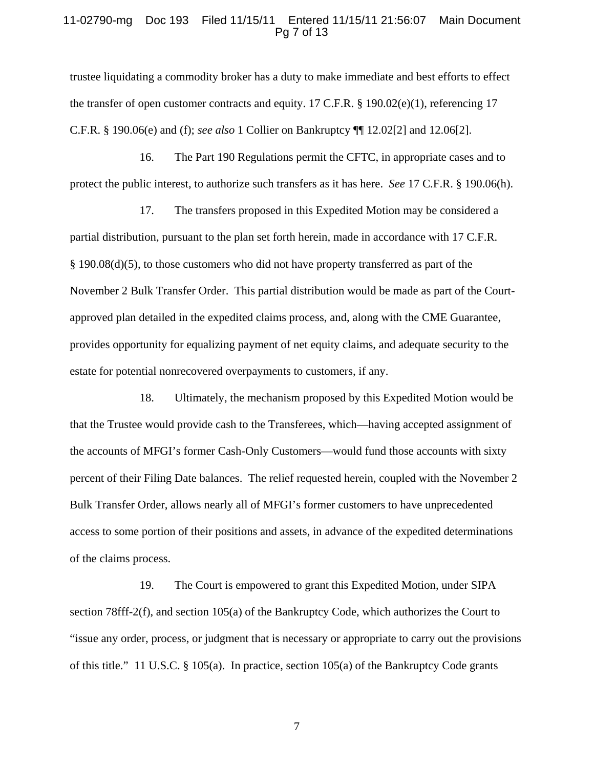trustee liquidating a commodity broker has a duty to make immediate and best efforts to effect the transfer of open customer contracts and equity. 17 C.F.R. § 190.02(e)(1), referencing 17 C.F.R. § 190.06(e) and (f); *see also* 1 Collier on Bankruptcy ¶¶ 12.02[2] and 12.06[2].

16. The Part 190 Regulations permit the CFTC, in appropriate cases and to protect the public interest, to authorize such transfers as it has here. *See* 17 C.F.R. § 190.06(h).

17. The transfers proposed in this Expedited Motion may be considered a partial distribution, pursuant to the plan set forth herein, made in accordance with 17 C.F.R. § 190.08(d)(5), to those customers who did not have property transferred as part of the November 2 Bulk Transfer Order. This partial distribution would be made as part of the Court-approved plan detailed in the expedited claims process, and, along with the CME Guarantee, provides opportunity for equalizing payment of net equity claims, and adequate security to the estate for potential nonrecovered overpayments to customers, if any.

18. Ultimately, the mechanism proposed by this Expedited Motion would be that the Trustee would provide cash to the Transferees, which—having accepted assignment of the accounts of MFGI's former Cash-Only Customers—would fund those accounts with sixty percent of their Filing Date balances. The relief requested herein, coupled with the November 2 Bulk Transfer Order, allows nearly all of MFGI's former customers to have unprecedented access to some portion of their positions and assets, in advance of the expedited determinations of the claims process.

19. The Court is empowered to grant this Expedited Motion, under SIPA section 78fff-2(f), and section 105(a) of the Bankruptcy Code, which authorizes the Court to "issue any order, process, or judgment that is necessary or appropriate to carry out the provisions of this title." 11 U.S.C. § 105(a). In practice, section 105(a) of the Bankruptcy Code grants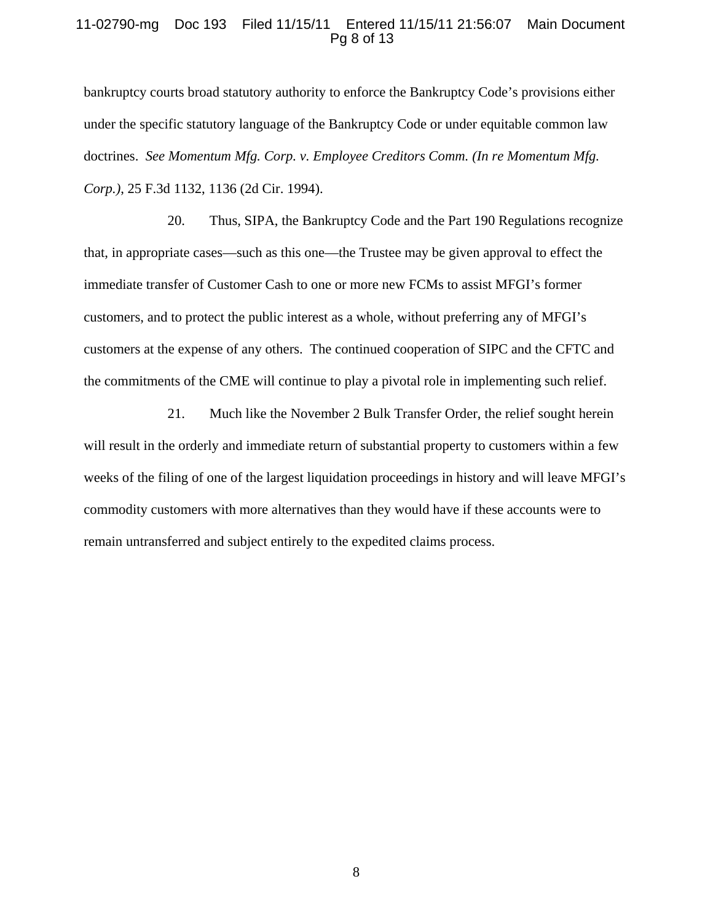bankruptcy courts broad statutory authority to enforce the Bankruptcy Code's provisions either under the specific statutory language of the Bankruptcy Code or under equitable common law doctrines. *See Momentum Mfg. Corp. v. Employee Creditors Comm. (In re Momentum Mfg. Corp.)*, 25 F.3d 1132, 1136 (2d Cir. 1994).

20. Thus, SIPA, the Bankruptcy Code and the Part 190 Regulations recognize that, in appropriate cases—such as this one—the Trustee may be given approval to effect the immediate transfer of Customer Cash to one or more new FCMs to assist MFGI's former customers, and to protect the public interest as a whole, without preferring any of MFGI's customers at the expense of any others. The continued cooperation of SIPC and the CFTC and the commitments of the CME will continue to play a pivotal role in implementing such relief.

21. Much like the November 2 Bulk Transfer Order, the relief sought herein will result in the orderly and immediate return of substantial property to customers within a few weeks of the filing of one of the largest liquidation proceedings in history and will leave MFGI's commodity customers with more alternatives than they would have if these accounts were to remain untransferred and subject entirely to the expedited claims process.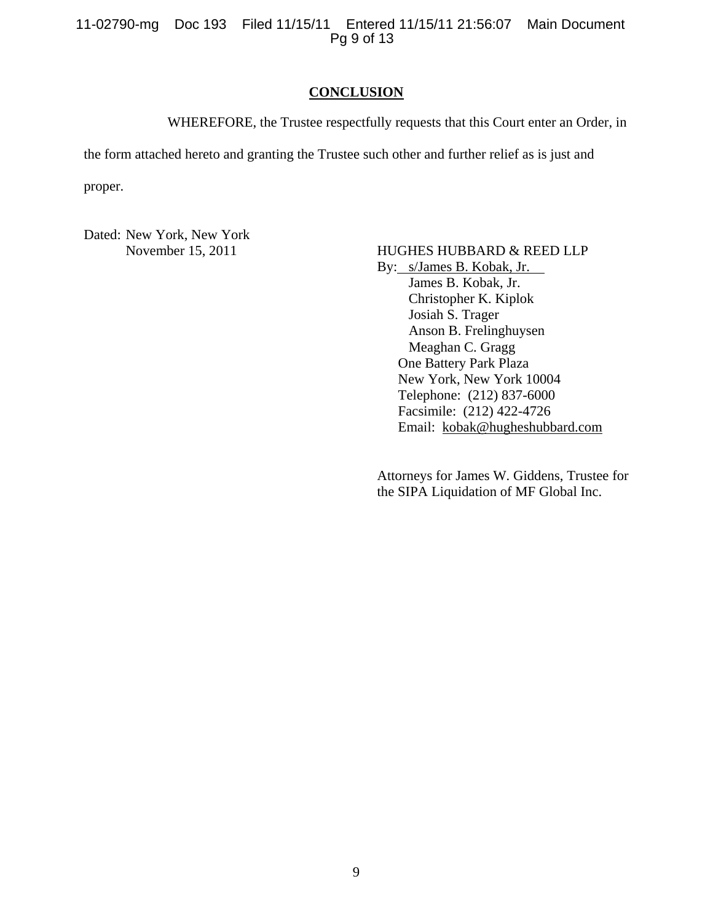## CONCLUSION

WHEREFORE, the Trustee respectfully requests that this Court enter an Order, in the form attached hereto and granting the Trustee such other and further relief as is just and proper.

Dated: New York, New York
November 15, 2011

HUGHES HUBBARD & REED LLP
By: s/James B. Kobak, Jr.
James B. Kobak, Jr.
Christopher K. Kiplok
Josiah S. Trager
Anson B. Frelinghuysen
Meaghan C. Gragg
One Battery Park Plaza
New York, New York 10004
Telephone: (212) 837-6000
Facsimile: (212) 422-4726
Email: kobak@hugheshubbard.com

Attorneys for James W. Giddens, Trustee for the SIPA Liquidation of MF Global Inc.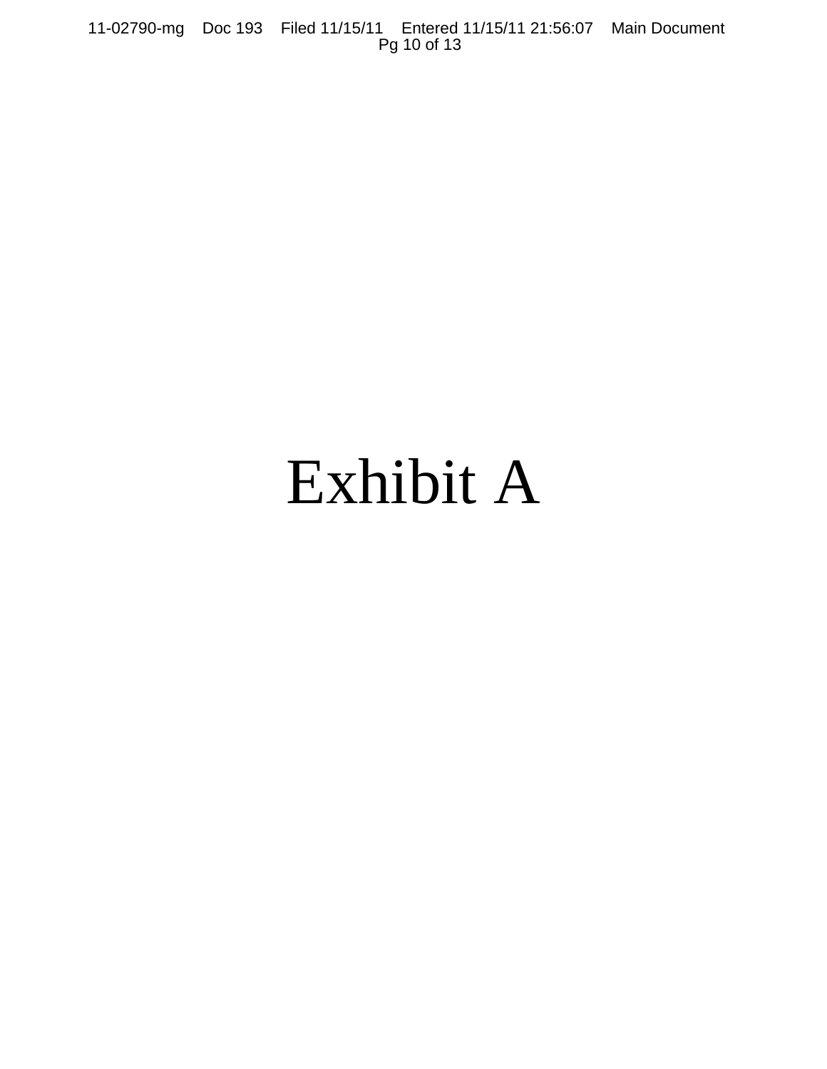# Exhibit A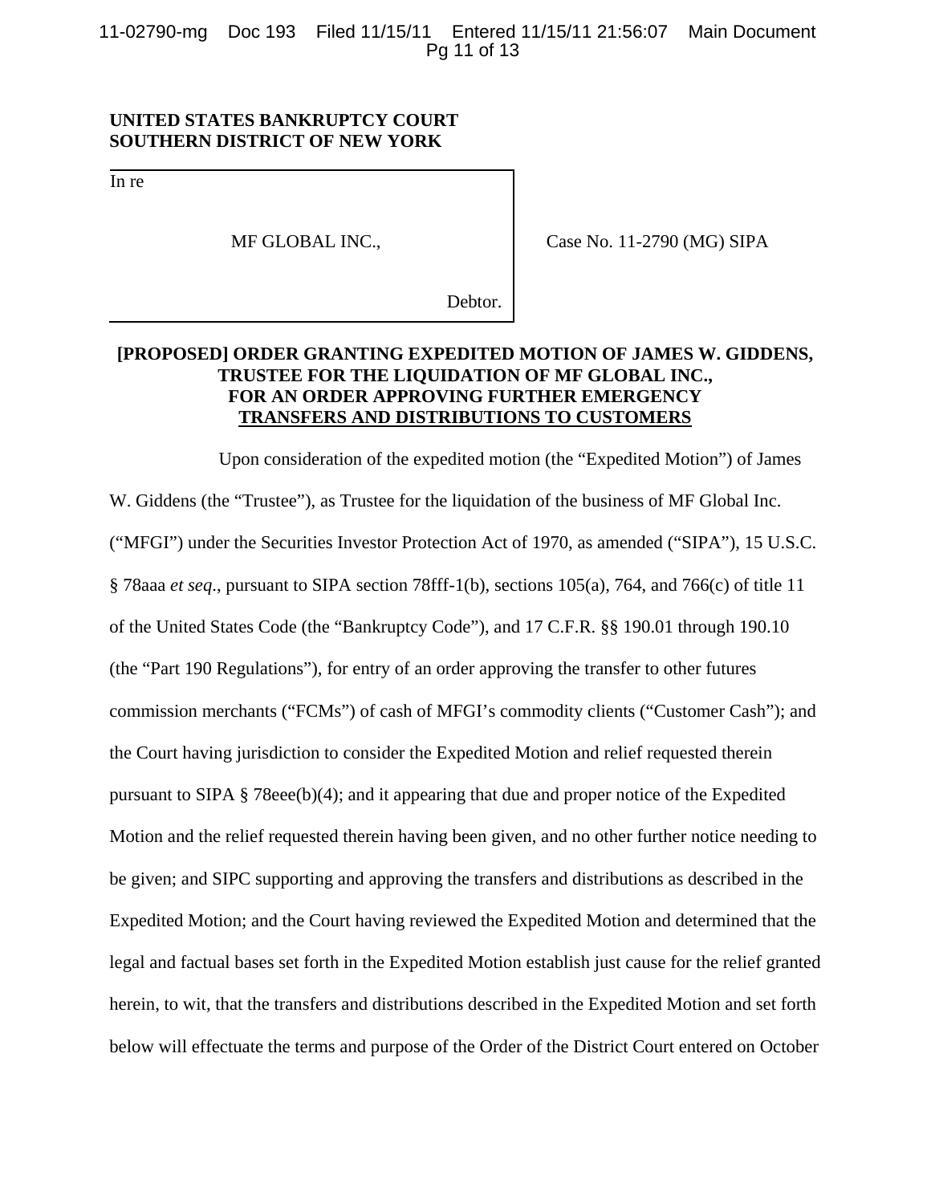**UNITED STATES BANKRUPTCY COURT**
**SOUTHERN DISTRICT OF NEW YORK**

| In re | |
|---|---|
| MF GLOBAL INC., | Case No. 11-2790 (MG) SIPA |
| Debtor. | |

**[PROPOSED] ORDER GRANTING EXPEDITED MOTION OF JAMES W. GIDDENS, TRUSTEE FOR THE LIQUIDATION OF MF GLOBAL INC., FOR AN ORDER APPROVING FURTHER EMERGENCY TRANSFERS AND DISTRIBUTIONS TO CUSTOMERS**

Upon consideration of the expedited motion (the "Expedited Motion") of James W. Giddens (the "Trustee"), as Trustee for the liquidation of the business of MF Global Inc. ("MFGI") under the Securities Investor Protection Act of 1970, as amended ("SIPA"), 15 U.S.C. § 78aaa *et seq*., pursuant to SIPA section 78fff-1(b), sections 105(a), 764, and 766(c) of title 11 of the United States Code (the "Bankruptcy Code"), and 17 C.F.R. §§ 190.01 through 190.10 (the "Part 190 Regulations"), for entry of an order approving the transfer to other futures commission merchants ("FCMs") of cash of MFGI's commodity clients ("Customer Cash"); and the Court having jurisdiction to consider the Expedited Motion and relief requested therein pursuant to SIPA § 78eee(b)(4); and it appearing that due and proper notice of the Expedited Motion and the relief requested therein having been given, and no other further notice needing to be given; and SIPC supporting and approving the transfers and distributions as described in the Expedited Motion; and the Court having reviewed the Expedited Motion and determined that the legal and factual bases set forth in the Expedited Motion establish just cause for the relief granted herein, to wit, that the transfers and distributions described in the Expedited Motion and set forth below will effectuate the terms and purpose of the Order of the District Court entered on October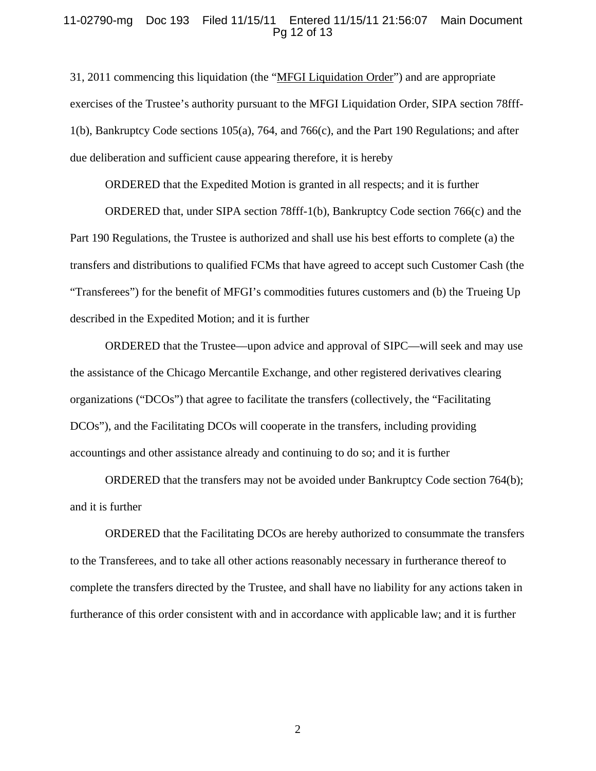31, 2011 commencing this liquidation (the "MFGI Liquidation Order") and are appropriate exercises of the Trustee's authority pursuant to the MFGI Liquidation Order, SIPA section 78fff-1(b), Bankruptcy Code sections 105(a), 764, and 766(c), and the Part 190 Regulations; and after due deliberation and sufficient cause appearing therefore, it is hereby

ORDERED that the Expedited Motion is granted in all respects; and it is further

ORDERED that, under SIPA section 78fff-1(b), Bankruptcy Code section 766(c) and the Part 190 Regulations, the Trustee is authorized and shall use his best efforts to complete (a) the transfers and distributions to qualified FCMs that have agreed to accept such Customer Cash (the "Transferees") for the benefit of MFGI's commodities futures customers and (b) the Trueing Up described in the Expedited Motion; and it is further

ORDERED that the Trustee—upon advice and approval of SIPC—will seek and may use the assistance of the Chicago Mercantile Exchange, and other registered derivatives clearing organizations ("DCOs") that agree to facilitate the transfers (collectively, the "Facilitating DCOs"), and the Facilitating DCOs will cooperate in the transfers, including providing accountings and other assistance already and continuing to do so; and it is further

ORDERED that the transfers may not be avoided under Bankruptcy Code section 764(b); and it is further

ORDERED that the Facilitating DCOs are hereby authorized to consummate the transfers to the Transferees, and to take all other actions reasonably necessary in furtherance thereof to complete the transfers directed by the Trustee, and shall have no liability for any actions taken in furtherance of this order consistent with and in accordance with applicable law; and it is further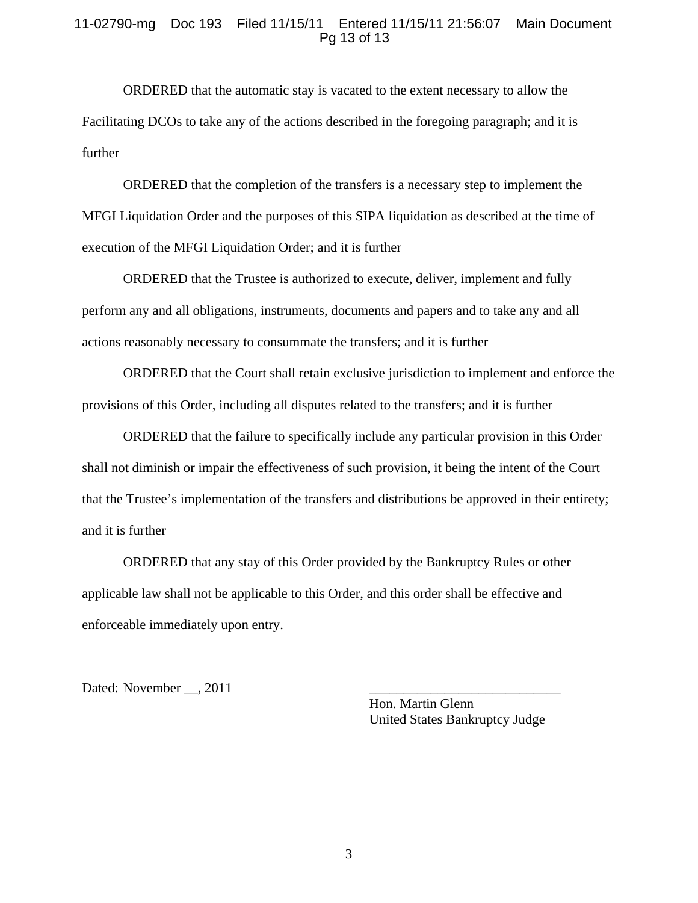ORDERED that the automatic stay is vacated to the extent necessary to allow the Facilitating DCOs to take any of the actions described in the foregoing paragraph; and it is further

ORDERED that the completion of the transfers is a necessary step to implement the MFGI Liquidation Order and the purposes of this SIPA liquidation as described at the time of execution of the MFGI Liquidation Order; and it is further

ORDERED that the Trustee is authorized to execute, deliver, implement and fully perform any and all obligations, instruments, documents and papers and to take any and all actions reasonably necessary to consummate the transfers; and it is further

ORDERED that the Court shall retain exclusive jurisdiction to implement and enforce the provisions of this Order, including all disputes related to the transfers; and it is further

ORDERED that the failure to specifically include any particular provision in this Order shall not diminish or impair the effectiveness of such provision, it being the intent of the Court that the Trustee's implementation of the transfers and distributions be approved in their entirety; and it is further

ORDERED that any stay of this Order provided by the Bankruptcy Rules or other applicable law shall not be applicable to this Order, and this order shall be effective and enforceable immediately upon entry.

Dated: November __, 2011

____________________________
Hon. Martin Glenn
United States Bankruptcy Judge